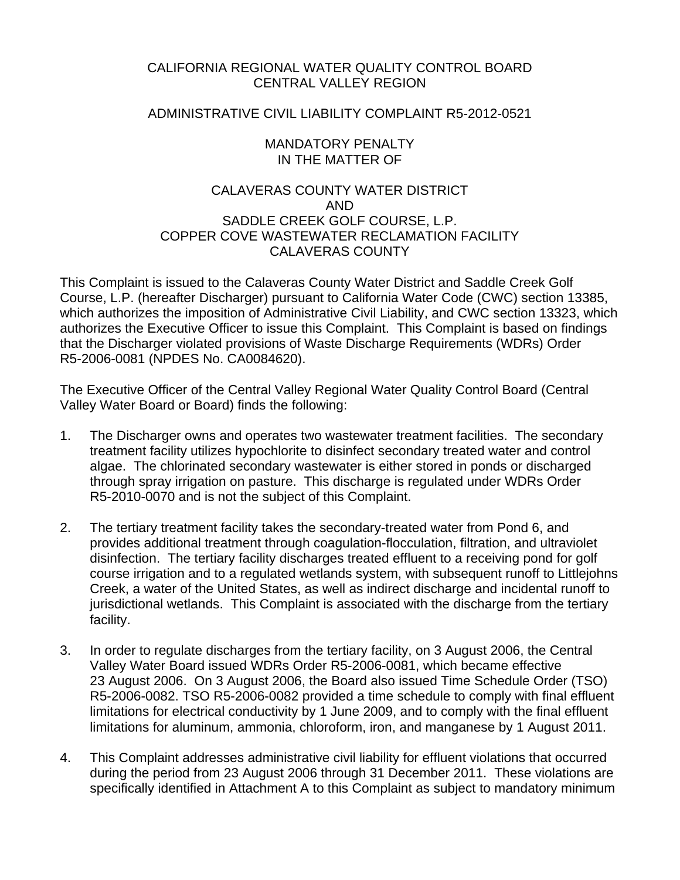# CALIFORNIA REGIONAL WATER QUALITY CONTROL BOARD
# CENTRAL VALLEY REGION

## ADMINISTRATIVE CIVIL LIABILITY COMPLAINT R5-2012-0521

## MANDATORY PENALTY
## IN THE MATTER OF

## CALAVERAS COUNTY WATER DISTRICT
## AND
## SADDLE CREEK GOLF COURSE, L.P.
## COPPER COVE WASTEWATER RECLAMATION FACILITY
## CALAVERAS COUNTY

This Complaint is issued to the Calaveras County Water District and Saddle Creek Golf Course, L.P. (hereafter Discharger) pursuant to California Water Code (CWC) section 13385, which authorizes the imposition of Administrative Civil Liability, and CWC section 13323, which authorizes the Executive Officer to issue this Complaint. This Complaint is based on findings that the Discharger violated provisions of Waste Discharge Requirements (WDRs) Order R5-2006-0081 (NPDES No. CA0084620).

The Executive Officer of the Central Valley Regional Water Quality Control Board (Central Valley Water Board or Board) finds the following:

1. The Discharger owns and operates two wastewater treatment facilities. The secondary treatment facility utilizes hypochlorite to disinfect secondary treated water and control algae. The chlorinated secondary wastewater is either stored in ponds or discharged through spray irrigation on pasture. This discharge is regulated under WDRs Order R5-2010-0070 and is not the subject of this Complaint.

2. The tertiary treatment facility takes the secondary-treated water from Pond 6, and provides additional treatment through coagulation-flocculation, filtration, and ultraviolet disinfection. The tertiary facility discharges treated effluent to a receiving pond for golf course irrigation and to a regulated wetlands system, with subsequent runoff to Littlejohns Creek, a water of the United States, as well as indirect discharge and incidental runoff to jurisdictional wetlands. This Complaint is associated with the discharge from the tertiary facility.

3. In order to regulate discharges from the tertiary facility, on 3 August 2006, the Central Valley Water Board issued WDRs Order R5-2006-0081, which became effective 23 August 2006. On 3 August 2006, the Board also issued Time Schedule Order (TSO) R5-2006-0082. TSO R5-2006-0082 provided a time schedule to comply with final effluent limitations for electrical conductivity by 1 June 2009, and to comply with the final effluent limitations for aluminum, ammonia, chloroform, iron, and manganese by 1 August 2011.

4. This Complaint addresses administrative civil liability for effluent violations that occurred during the period from 23 August 2006 through 31 December 2011. These violations are specifically identified in Attachment A to this Complaint as subject to mandatory minimum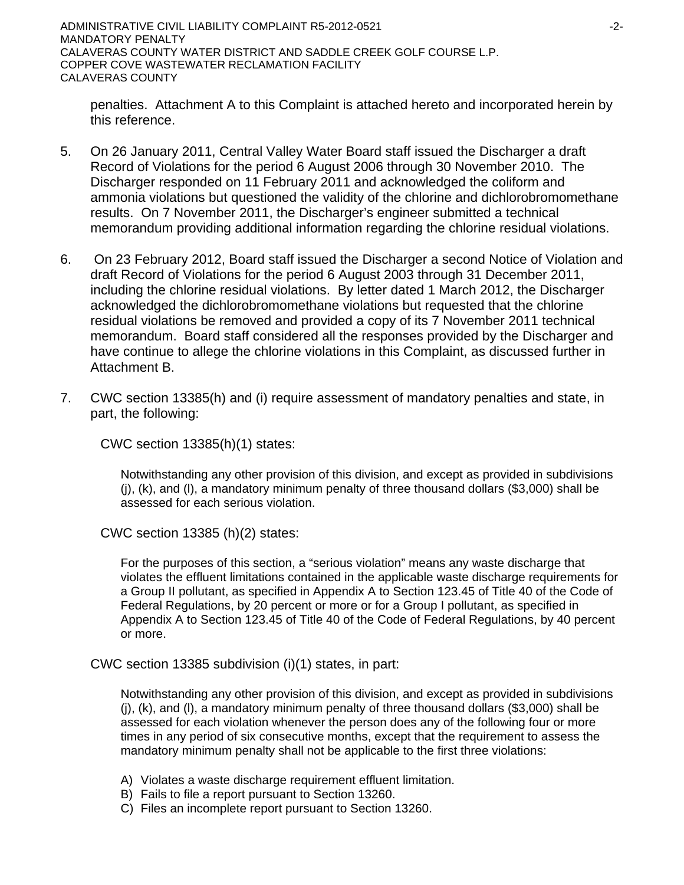penalties. Attachment A to this Complaint is attached hereto and incorporated herein by this reference.

5. On 26 January 2011, Central Valley Water Board staff issued the Discharger a draft Record of Violations for the period 6 August 2006 through 30 November 2010. The Discharger responded on 11 February 2011 and acknowledged the coliform and ammonia violations but questioned the validity of the chlorine and dichlorobromomethane results. On 7 November 2011, the Discharger's engineer submitted a technical memorandum providing additional information regarding the chlorine residual violations.

6. On 23 February 2012, Board staff issued the Discharger a second Notice of Violation and draft Record of Violations for the period 6 August 2003 through 31 December 2011, including the chlorine residual violations. By letter dated 1 March 2012, the Discharger acknowledged the dichlorobromomethane violations but requested that the chlorine residual violations be removed and provided a copy of its 7 November 2011 technical memorandum. Board staff considered all the responses provided by the Discharger and have continue to allege the chlorine violations in this Complaint, as discussed further in Attachment B.

7. CWC section 13385(h) and (i) require assessment of mandatory penalties and state, in part, the following:

   CWC section 13385(h)(1) states:

   > Notwithstanding any other provision of this division, and except as provided in subdivisions (j), (k), and (l), a mandatory minimum penalty of three thousand dollars ($3,000) shall be assessed for each serious violation.

   CWC section 13385 (h)(2) states:

   > For the purposes of this section, a "serious violation" means any waste discharge that violates the effluent limitations contained in the applicable waste discharge requirements for a Group II pollutant, as specified in Appendix A to Section 123.45 of Title 40 of the Code of Federal Regulations, by 20 percent or more or for a Group I pollutant, as specified in Appendix A to Section 123.45 of Title 40 of the Code of Federal Regulations, by 40 percent or more.

   CWC section 13385 subdivision (i)(1) states, in part:

   > Notwithstanding any other provision of this division, and except as provided in subdivisions (j), (k), and (l), a mandatory minimum penalty of three thousand dollars ($3,000) shall be assessed for each violation whenever the person does any of the following four or more times in any period of six consecutive months, except that the requirement to assess the mandatory minimum penalty shall not be applicable to the first three violations:
   >
   > A) Violates a waste discharge requirement effluent limitation.
   > B) Fails to file a report pursuant to Section 13260.
   > C) Files an incomplete report pursuant to Section 13260.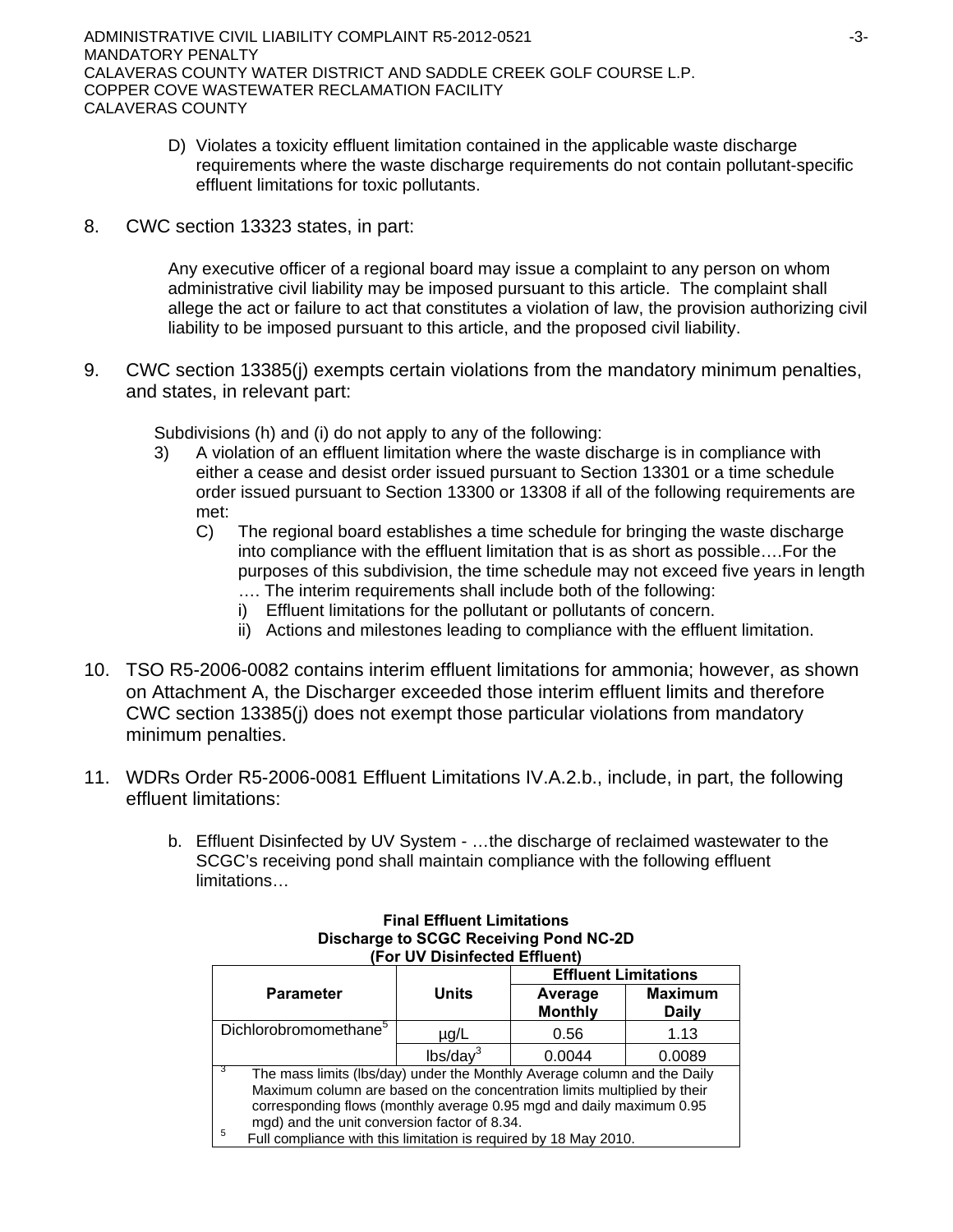D) Violates a toxicity effluent limitation contained in the applicable waste discharge requirements where the waste discharge requirements do not contain pollutant-specific effluent limitations for toxic pollutants.

8. CWC section 13323 states, in part:

   Any executive officer of a regional board may issue a complaint to any person on whom administrative civil liability may be imposed pursuant to this article. The complaint shall allege the act or failure to act that constitutes a violation of law, the provision authorizing civil liability to be imposed pursuant to this article, and the proposed civil liability.

9. CWC section 13385(j) exempts certain violations from the mandatory minimum penalties, and states, in relevant part:

   Subdivisions (h) and (i) do not apply to any of the following:

   3) A violation of an effluent limitation where the waste discharge is in compliance with either a cease and desist order issued pursuant to Section 13301 or a time schedule order issued pursuant to Section 13300 or 13308 if all of the following requirements are met:
      C) The regional board establishes a time schedule for bringing the waste discharge into compliance with the effluent limitation that is as short as possible….For the purposes of this subdivision, the time schedule may not exceed five years in length …. The interim requirements shall include both of the following:
         i) Effluent limitations for the pollutant or pollutants of concern.
         ii) Actions and milestones leading to compliance with the effluent limitation.

10. TSO R5-2006-0082 contains interim effluent limitations for ammonia; however, as shown on Attachment A, the Discharger exceeded those interim effluent limits and therefore CWC section 13385(j) does not exempt those particular violations from mandatory minimum penalties.

11. WDRs Order R5-2006-0081 Effluent Limitations IV.A.2.b., include, in part, the following effluent limitations:

    b. Effluent Disinfected by UV System - …the discharge of reclaimed wastewater to the SCGC's receiving pond shall maintain compliance with the following effluent limitations…

**Final Effluent Limitations**
**Discharge to SCGC Receiving Pond NC-2D**
**(For UV Disinfected Effluent)**

| Parameter | Units | Effluent Limitations | |
|---|---|---|---|
| | | Average Monthly | Maximum Daily |
| Dichlorobromomethane[5] | µg/L | 0.56 | 1.13 |
| | lbs/day[3] | 0.0044 | 0.0089 |

[3] The mass limits (lbs/day) under the Monthly Average column and the Daily Maximum column are based on the concentration limits multiplied by their corresponding flows (monthly average 0.95 mgd and daily maximum 0.95 mgd) and the unit conversion factor of 8.34.

[5] Full compliance with this limitation is required by 18 May 2010.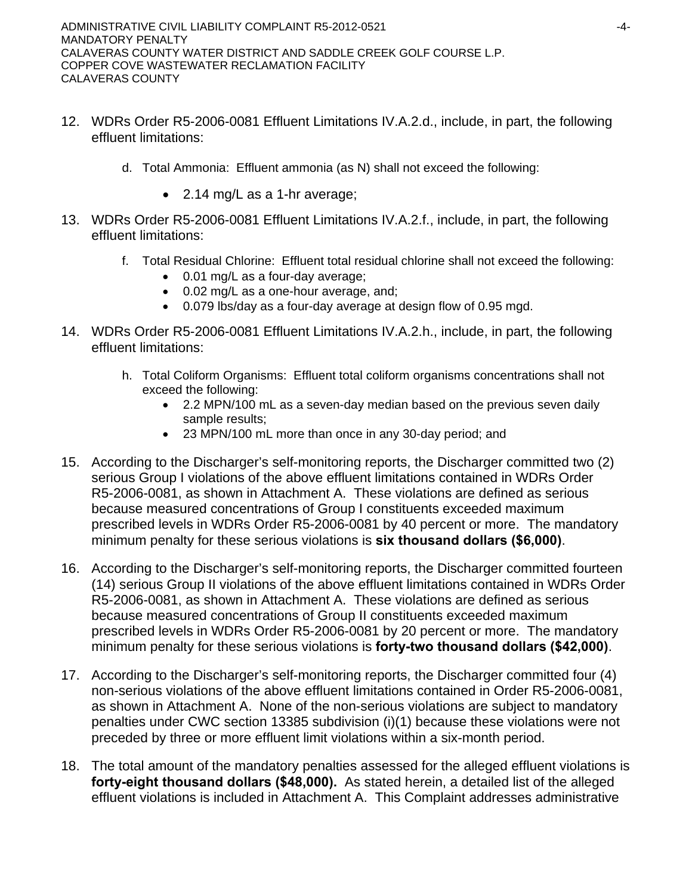12. WDRs Order R5-2006-0081 Effluent Limitations IV.A.2.d., include, in part, the following effluent limitations:

    d. Total Ammonia: Effluent ammonia (as N) shall not exceed the following:

        - 2.14 mg/L as a 1-hr average;

13. WDRs Order R5-2006-0081 Effluent Limitations IV.A.2.f., include, in part, the following effluent limitations:

    f. Total Residual Chlorine: Effluent total residual chlorine shall not exceed the following:
        - 0.01 mg/L as a four-day average;
        - 0.02 mg/L as a one-hour average, and;
        - 0.079 lbs/day as a four-day average at design flow of 0.95 mgd.

14. WDRs Order R5-2006-0081 Effluent Limitations IV.A.2.h., include, in part, the following effluent limitations:

    h. Total Coliform Organisms: Effluent total coliform organisms concentrations shall not exceed the following:
        - 2.2 MPN/100 mL as a seven-day median based on the previous seven daily sample results;
        - 23 MPN/100 mL more than once in any 30-day period; and

15. According to the Discharger's self-monitoring reports, the Discharger committed two (2) serious Group I violations of the above effluent limitations contained in WDRs Order R5-2006-0081, as shown in Attachment A. These violations are defined as serious because measured concentrations of Group I constituents exceeded maximum prescribed levels in WDRs Order R5-2006-0081 by 40 percent or more. The mandatory minimum penalty for these serious violations is **six thousand dollars ($6,000)**.

16. According to the Discharger's self-monitoring reports, the Discharger committed fourteen (14) serious Group II violations of the above effluent limitations contained in WDRs Order R5-2006-0081, as shown in Attachment A. These violations are defined as serious because measured concentrations of Group II constituents exceeded maximum prescribed levels in WDRs Order R5-2006-0081 by 20 percent or more. The mandatory minimum penalty for these serious violations is **forty-two thousand dollars ($42,000)**.

17. According to the Discharger's self-monitoring reports, the Discharger committed four (4) non-serious violations of the above effluent limitations contained in Order R5-2006-0081, as shown in Attachment A. None of the non-serious violations are subject to mandatory penalties under CWC section 13385 subdivision (i)(1) because these violations were not preceded by three or more effluent limit violations within a six-month period.

18. The total amount of the mandatory penalties assessed for the alleged effluent violations is **forty-eight thousand dollars ($48,000).** As stated herein, a detailed list of the alleged effluent violations is included in Attachment A. This Complaint addresses administrative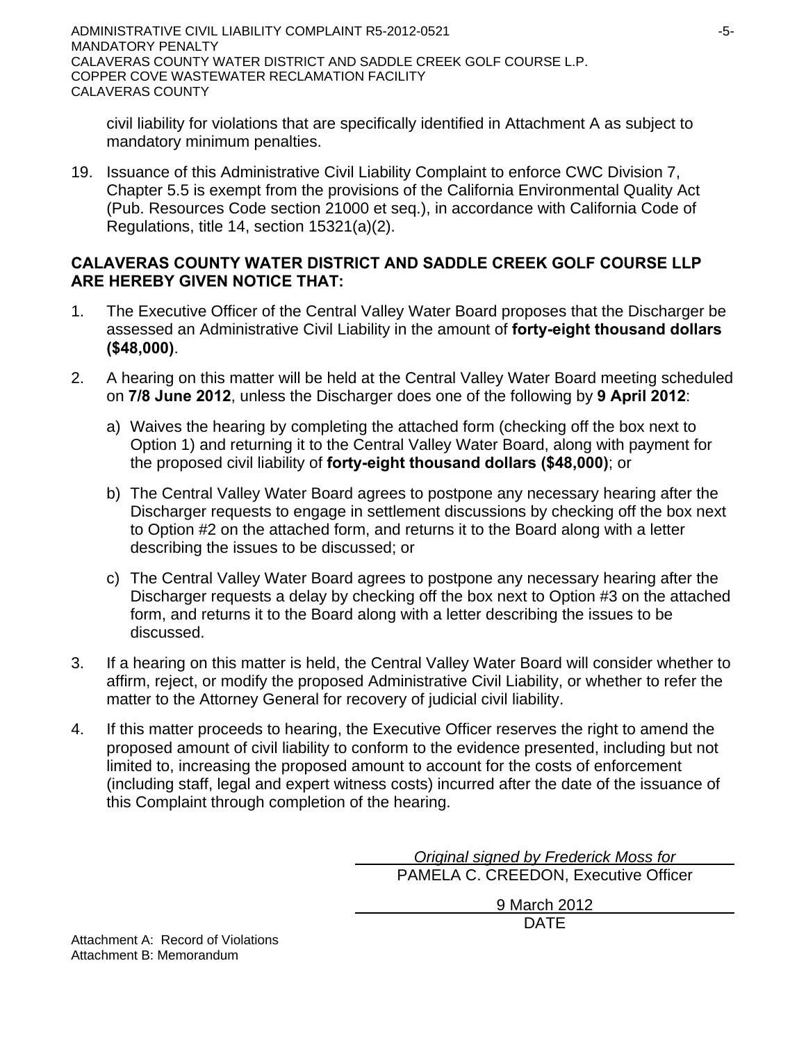civil liability for violations that are specifically identified in Attachment A as subject to mandatory minimum penalties.

19. Issuance of this Administrative Civil Liability Complaint to enforce CWC Division 7, Chapter 5.5 is exempt from the provisions of the California Environmental Quality Act (Pub. Resources Code section 21000 et seq.), in accordance with California Code of Regulations, title 14, section 15321(a)(2).

**CALAVERAS COUNTY WATER DISTRICT AND SADDLE CREEK GOLF COURSE LLP ARE HEREBY GIVEN NOTICE THAT:**

1. The Executive Officer of the Central Valley Water Board proposes that the Discharger be assessed an Administrative Civil Liability in the amount of **forty-eight thousand dollars ($48,000)**.

2. A hearing on this matter will be held at the Central Valley Water Board meeting scheduled on **7/8 June 2012**, unless the Discharger does one of the following by **9 April 2012**:

   a) Waives the hearing by completing the attached form (checking off the box next to Option 1) and returning it to the Central Valley Water Board, along with payment for the proposed civil liability of **forty-eight thousand dollars ($48,000)**; or

   b) The Central Valley Water Board agrees to postpone any necessary hearing after the Discharger requests to engage in settlement discussions by checking off the box next to Option #2 on the attached form, and returns it to the Board along with a letter describing the issues to be discussed; or

   c) The Central Valley Water Board agrees to postpone any necessary hearing after the Discharger requests a delay by checking off the box next to Option #3 on the attached form, and returns it to the Board along with a letter describing the issues to be discussed.

3. If a hearing on this matter is held, the Central Valley Water Board will consider whether to affirm, reject, or modify the proposed Administrative Civil Liability, or whether to refer the matter to the Attorney General for recovery of judicial civil liability.

4. If this matter proceeds to hearing, the Executive Officer reserves the right to amend the proposed amount of civil liability to conform to the evidence presented, including but not limited to, increasing the proposed amount to account for the costs of enforcement (including staff, legal and expert witness costs) incurred after the date of the issuance of this Complaint through completion of the hearing.

*Original signed by Frederick Moss for*
PAMELA C. CREEDON, Executive Officer

9 March 2012
DATE

Attachment A: Record of Violations
Attachment B: Memorandum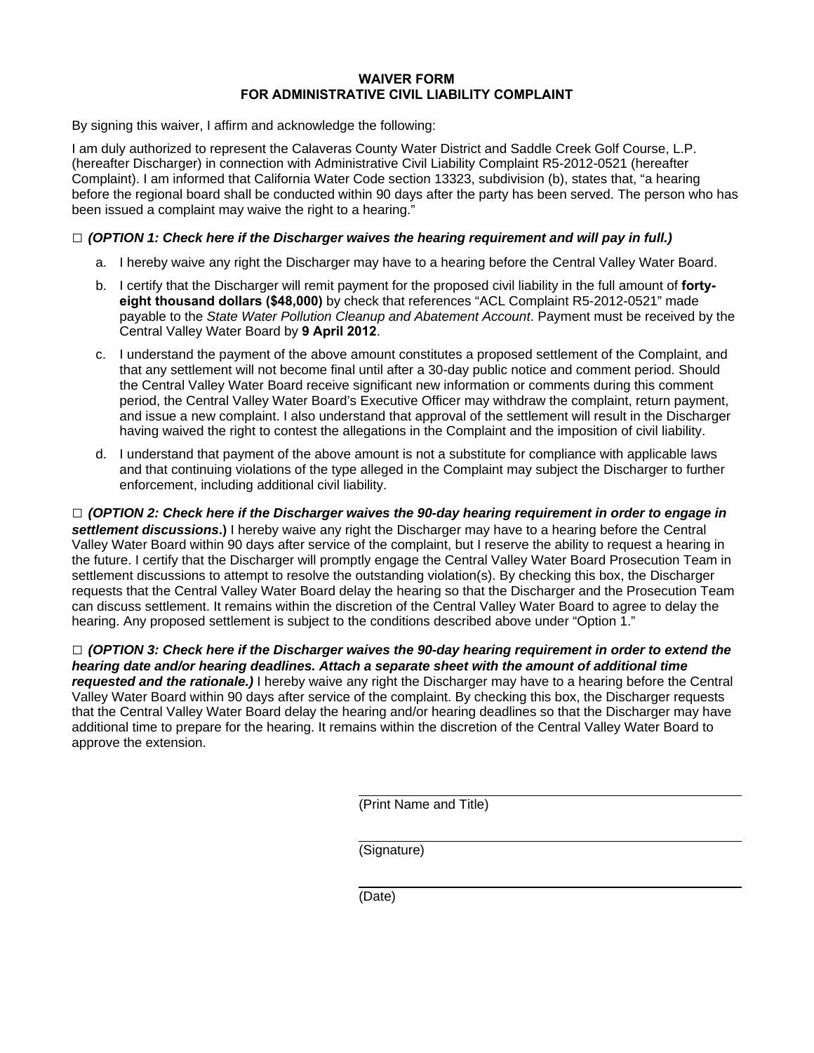**WAIVER FORM**
**FOR ADMINISTRATIVE CIVIL LIABILITY COMPLAINT**

By signing this waiver, I affirm and acknowledge the following:

I am duly authorized to represent the Calaveras County Water District and Saddle Creek Golf Course, L.P. (hereafter Discharger) in connection with Administrative Civil Liability Complaint R5-2012-0521 (hereafter Complaint). I am informed that California Water Code section 13323, subdivision (b), states that, "a hearing before the regional board shall be conducted within 90 days after the party has been served. The person who has been issued a complaint may waive the right to a hearing."

□ ***(OPTION 1: Check here if the Discharger waives the hearing requirement and will pay in full.)***

a. I hereby waive any right the Discharger may have to a hearing before the Central Valley Water Board.

b. I certify that the Discharger will remit payment for the proposed civil liability in the full amount of **forty-eight thousand dollars ($48,000)** by check that references "ACL Complaint R5-2012-0521" made payable to the *State Water Pollution Cleanup and Abatement Account*. Payment must be received by the Central Valley Water Board by **9 April 2012**.

c. I understand the payment of the above amount constitutes a proposed settlement of the Complaint, and that any settlement will not become final until after a 30-day public notice and comment period. Should the Central Valley Water Board receive significant new information or comments during this comment period, the Central Valley Water Board's Executive Officer may withdraw the complaint, return payment, and issue a new complaint. I also understand that approval of the settlement will result in the Discharger having waived the right to contest the allegations in the Complaint and the imposition of civil liability.

d. I understand that payment of the above amount is not a substitute for compliance with applicable laws and that continuing violations of the type alleged in the Complaint may subject the Discharger to further enforcement, including additional civil liability.

□ ***(OPTION 2: Check here if the Discharger waives the 90-day hearing requirement in order to engage in settlement discussions.)*** I hereby waive any right the Discharger may have to a hearing before the Central Valley Water Board within 90 days after service of the complaint, but I reserve the ability to request a hearing in the future. I certify that the Discharger will promptly engage the Central Valley Water Board Prosecution Team in settlement discussions to attempt to resolve the outstanding violation(s). By checking this box, the Discharger requests that the Central Valley Water Board delay the hearing so that the Discharger and the Prosecution Team can discuss settlement. It remains within the discretion of the Central Valley Water Board to agree to delay the hearing. Any proposed settlement is subject to the conditions described above under "Option 1."

□ ***(OPTION 3: Check here if the Discharger waives the 90-day hearing requirement in order to extend the hearing date and/or hearing deadlines. Attach a separate sheet with the amount of additional time requested and the rationale.)*** I hereby waive any right the Discharger may have to a hearing before the Central Valley Water Board within 90 days after service of the complaint. By checking this box, the Discharger requests that the Central Valley Water Board delay the hearing and/or hearing deadlines so that the Discharger may have additional time to prepare for the hearing. It remains within the discretion of the Central Valley Water Board to approve the extension.

\_\_\_\_\_\_\_\_\_\_\_\_\_\_\_\_\_\_\_\_\_\_\_\_\_\_\_\_\_\_\_\_\_\_\_\_\_\_\_\_
(Print Name and Title)

\_\_\_\_\_\_\_\_\_\_\_\_\_\_\_\_\_\_\_\_\_\_\_\_\_\_\_\_\_\_\_\_\_\_\_\_\_\_\_\_
(Signature)

\_\_\_\_\_\_\_\_\_\_\_\_\_\_\_\_\_\_\_\_\_\_\_\_\_\_\_\_\_\_\_\_\_\_\_\_\_\_\_\_
(Date)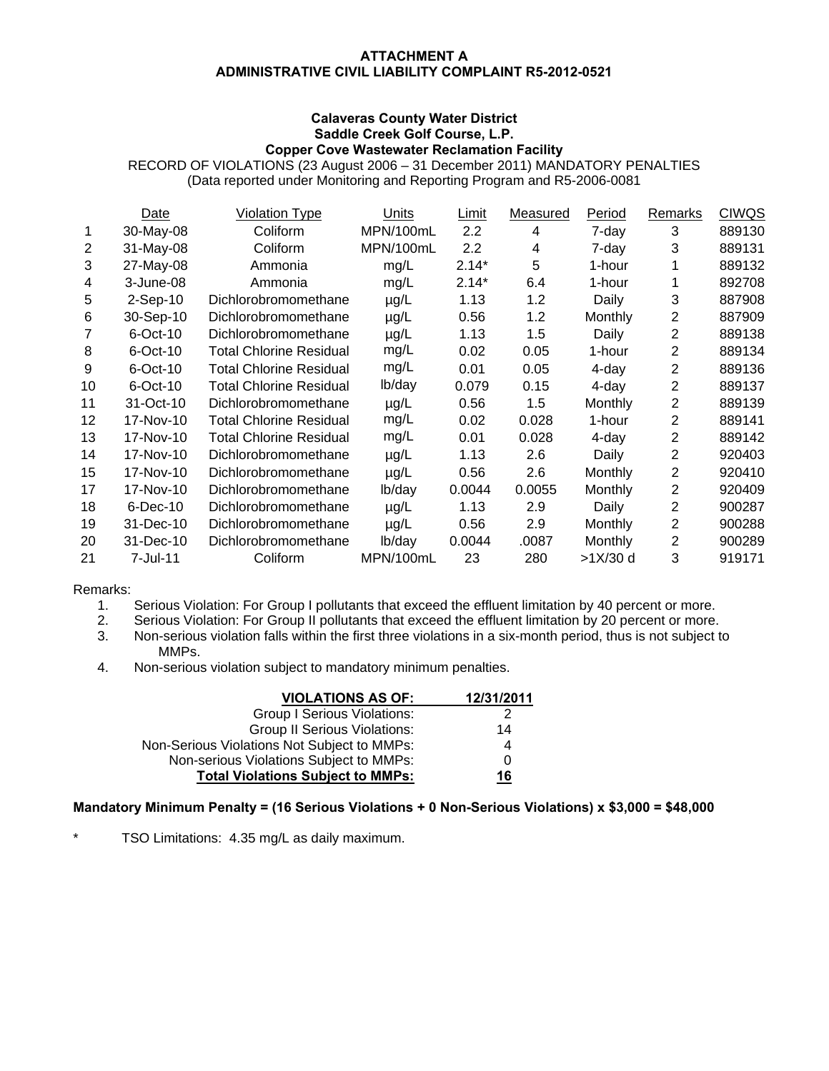**ATTACHMENT A**
**ADMINISTRATIVE CIVIL LIABILITY COMPLAINT R5-2012-0521**

**Calaveras County Water District**
**Saddle Creek Golf Course, L.P.**
**Copper Cove Wastewater Reclamation Facility**
RECORD OF VIOLATIONS (23 August 2006 – 31 December 2011) MANDATORY PENALTIES
(Data reported under Monitoring and Reporting Program and R5-2006-0081

| | Date | Violation Type | Units | Limit | Measured | Period | Remarks | CIWQS |
|---|---|---|---|---|---|---|---|---|
| 1 | 30-May-08 | Coliform | MPN/100mL | 2.2 | 4 | 7-day | 3 | 889130 |
| 2 | 31-May-08 | Coliform | MPN/100mL | 2.2 | 4 | 7-day | 3 | 889131 |
| 3 | 27-May-08 | Ammonia | mg/L | 2.14* | 5 | 1-hour | 1 | 889132 |
| 4 | 3-June-08 | Ammonia | mg/L | 2.14* | 6.4 | 1-hour | 1 | 892708 |
| 5 | 2-Sep-10 | Dichlorobromomethane | µg/L | 1.13 | 1.2 | Daily | 3 | 887908 |
| 6 | 30-Sep-10 | Dichlorobromomethane | µg/L | 0.56 | 1.2 | Monthly | 2 | 887909 |
| 7 | 6-Oct-10 | Dichlorobromomethane | µg/L | 1.13 | 1.5 | Daily | 2 | 889138 |
| 8 | 6-Oct-10 | Total Chlorine Residual | mg/L | 0.02 | 0.05 | 1-hour | 2 | 889134 |
| 9 | 6-Oct-10 | Total Chlorine Residual | mg/L | 0.01 | 0.05 | 4-day | 2 | 889136 |
| 10 | 6-Oct-10 | Total Chlorine Residual | lb/day | 0.079 | 0.15 | 4-day | 2 | 889137 |
| 11 | 31-Oct-10 | Dichlorobromomethane | µg/L | 0.56 | 1.5 | Monthly | 2 | 889139 |
| 12 | 17-Nov-10 | Total Chlorine Residual | mg/L | 0.02 | 0.028 | 1-hour | 2 | 889141 |
| 13 | 17-Nov-10 | Total Chlorine Residual | mg/L | 0.01 | 0.028 | 4-day | 2 | 889142 |
| 14 | 17-Nov-10 | Dichlorobromomethane | µg/L | 1.13 | 2.6 | Daily | 2 | 920403 |
| 15 | 17-Nov-10 | Dichlorobromomethane | µg/L | 0.56 | 2.6 | Monthly | 2 | 920410 |
| 17 | 17-Nov-10 | Dichlorobromomethane | lb/day | 0.0044 | 0.0055 | Monthly | 2 | 920409 |
| 18 | 6-Dec-10 | Dichlorobromomethane | µg/L | 1.13 | 2.9 | Daily | 2 | 900287 |
| 19 | 31-Dec-10 | Dichlorobromomethane | µg/L | 0.56 | 2.9 | Monthly | 2 | 900288 |
| 20 | 31-Dec-10 | Dichlorobromomethane | lb/day | 0.0044 | .0087 | Monthly | 2 | 900289 |
| 21 | 7-Jul-11 | Coliform | MPN/100mL | 23 | 280 | >1X/30 d | 3 | 919171 |

Remarks:

1. Serious Violation: For Group I pollutants that exceed the effluent limitation by 40 percent or more.
2. Serious Violation: For Group II pollutants that exceed the effluent limitation by 20 percent or more.
3. Non-serious violation falls within the first three violations in a six-month period, thus is not subject to MMPs.
4. Non-serious violation subject to mandatory minimum penalties.

| **VIOLATIONS AS OF:** | **12/31/2011** |
|---|---|
| Group I Serious Violations: | 2 |
| Group II Serious Violations: | 14 |
| Non-Serious Violations Not Subject to MMPs: | 4 |
| Non-serious Violations Subject to MMPs: | 0 |
| **Total Violations Subject to MMPs:** | **16** |

**Mandatory Minimum Penalty = (16 Serious Violations + 0 Non-Serious Violations) x $3,000 = $48,000**

\* TSO Limitations: 4.35 mg/L as daily maximum.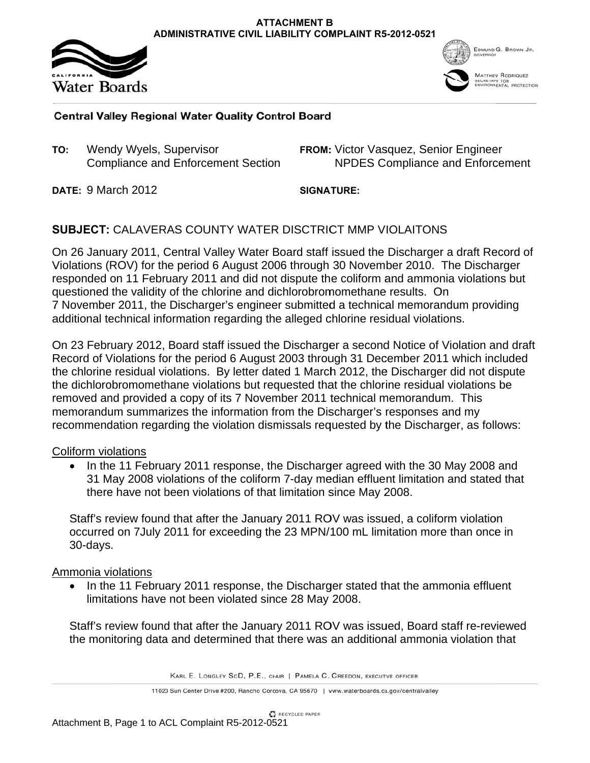**ATTACHMENT B**
**ADMINISTRATIVE CIVIL LIABILITY COMPLAINT R5-2012-0521**

Water Boards

EDMUND G. BROWN JR.
GOVERNOR

MATTHEW RODRIQUEZ
SECRETARY FOR
ENVIRONMENTAL PROTECTION

**Central Valley Regional Water Quality Control Board**

**TO:** Wendy Wyels, Supervisor
Compliance and Enforcement Section

**FROM:** Victor Vasquez, Senior Engineer
NPDES Compliance and Enforcement

**DATE:** 9 March 2012

**SIGNATURE:**

**SUBJECT:** CALAVERAS COUNTY WATER DISCTRICT MMP VIOLAITONS

On 26 January 2011, Central Valley Water Board staff issued the Discharger a draft Record of Violations (ROV) for the period 6 August 2006 through 30 November 2010. The Discharger responded on 11 February 2011 and did not dispute the coliform and ammonia violations but questioned the validity of the chlorine and dichlorobromomethane results. On 7 November 2011, the Discharger's engineer submitted a technical memorandum providing additional technical information regarding the alleged chlorine residual violations.

On 23 February 2012, Board staff issued the Discharger a second Notice of Violation and draft Record of Violations for the period 6 August 2003 through 31 December 2011 which included the chlorine residual violations. By letter dated 1 March 2012, the Discharger did not dispute the dichlorobromomethane violations but requested that the chlorine residual violations be removed and provided a copy of its 7 November 2011 technical memorandum. This memorandum summarizes the information from the Discharger's responses and my recommendation regarding the violation dismissals requested by the Discharger, as follows:

Coliform violations

- In the 11 February 2011 response, the Discharger agreed with the 30 May 2008 and 31 May 2008 violations of the coliform 7-day median effluent limitation and stated that there have not been violations of that limitation since May 2008.

Staff's review found that after the January 2011 ROV was issued, a coliform violation occurred on 7July 2011 for exceeding the 23 MPN/100 mL limitation more than once in 30-days.

Ammonia violations

- In the 11 February 2011 response, the Discharger stated that the ammonia effluent limitations have not been violated since 28 May 2008.

Staff's review found that after the January 2011 ROV was issued, Board staff re-reviewed the monitoring data and determined that there was an additional ammonia violation that

KARL E. LONGLEY ScD, P.E., CHAIR | PAMELA C. CREEDON, EXECUTIVE OFFICER

11020 Sun Center Drive #200, Rancho Cordova, CA 95670 | www.waterboards.ca.gov/centralvalley

RECYCLED PAPER

Attachment B, Page 1 to ACL Complaint R5-2012-0521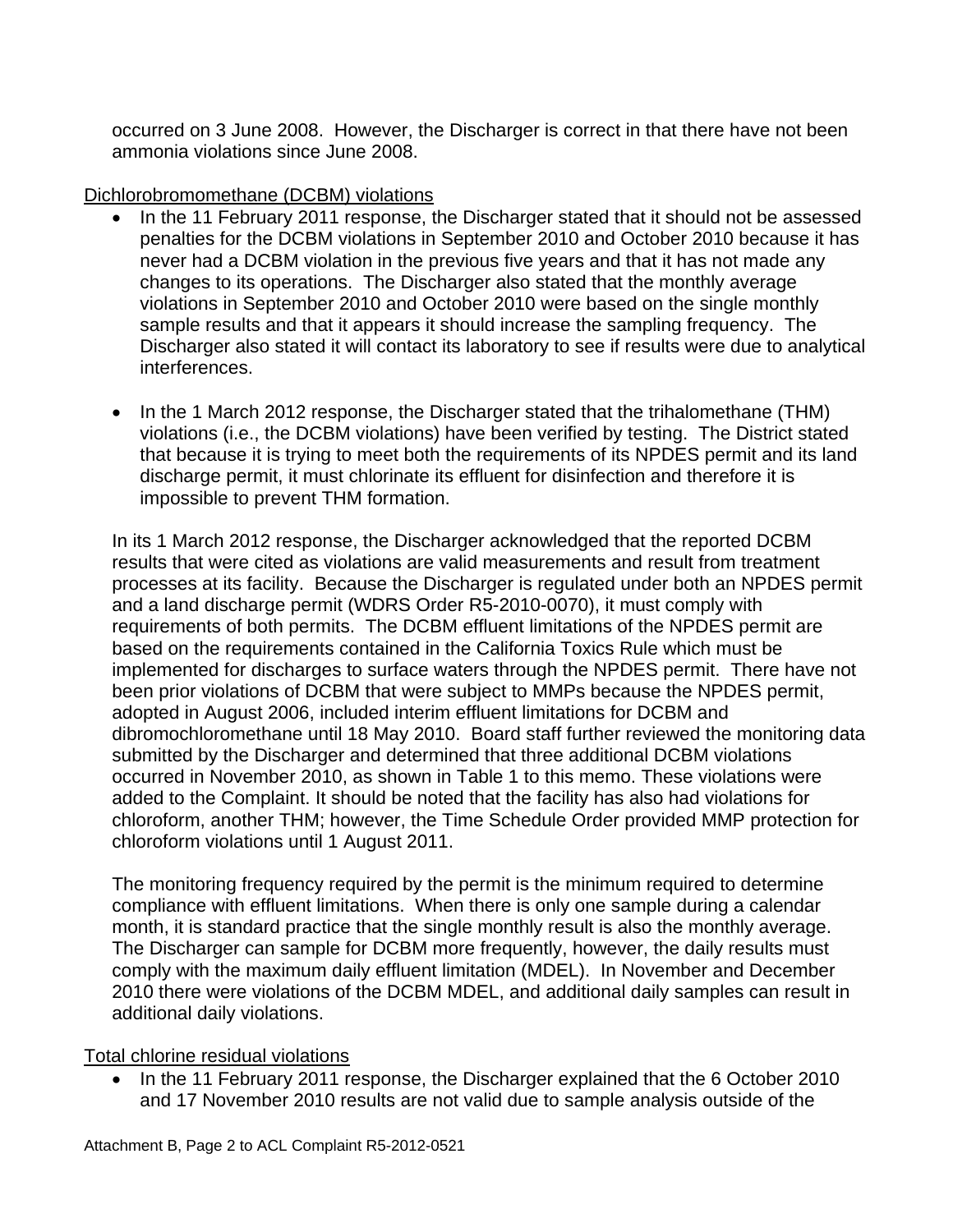occurred on 3 June 2008. However, the Discharger is correct in that there have not been ammonia violations since June 2008.

Dichlorobromomethane (DCBM) violations

- In the 11 February 2011 response, the Discharger stated that it should not be assessed penalties for the DCBM violations in September 2010 and October 2010 because it has never had a DCBM violation in the previous five years and that it has not made any changes to its operations. The Discharger also stated that the monthly average violations in September 2010 and October 2010 were based on the single monthly sample results and that it appears it should increase the sampling frequency. The Discharger also stated it will contact its laboratory to see if results were due to analytical interferences.

- In the 1 March 2012 response, the Discharger stated that the trihalomethane (THM) violations (i.e., the DCBM violations) have been verified by testing. The District stated that because it is trying to meet both the requirements of its NPDES permit and its land discharge permit, it must chlorinate its effluent for disinfection and therefore it is impossible to prevent THM formation.

In its 1 March 2012 response, the Discharger acknowledged that the reported DCBM results that were cited as violations are valid measurements and result from treatment processes at its facility. Because the Discharger is regulated under both an NPDES permit and a land discharge permit (WDRS Order R5-2010-0070), it must comply with requirements of both permits. The DCBM effluent limitations of the NPDES permit are based on the requirements contained in the California Toxics Rule which must be implemented for discharges to surface waters through the NPDES permit. There have not been prior violations of DCBM that were subject to MMPs because the NPDES permit, adopted in August 2006, included interim effluent limitations for DCBM and dibromochloromethane until 18 May 2010. Board staff further reviewed the monitoring data submitted by the Discharger and determined that three additional DCBM violations occurred in November 2010, as shown in Table 1 to this memo. These violations were added to the Complaint. It should be noted that the facility has also had violations for chloroform, another THM; however, the Time Schedule Order provided MMP protection for chloroform violations until 1 August 2011.

The monitoring frequency required by the permit is the minimum required to determine compliance with effluent limitations. When there is only one sample during a calendar month, it is standard practice that the single monthly result is also the monthly average. The Discharger can sample for DCBM more frequently, however, the daily results must comply with the maximum daily effluent limitation (MDEL). In November and December 2010 there were violations of the DCBM MDEL, and additional daily samples can result in additional daily violations.

Total chlorine residual violations

- In the 11 February 2011 response, the Discharger explained that the 6 October 2010 and 17 November 2010 results are not valid due to sample analysis outside of the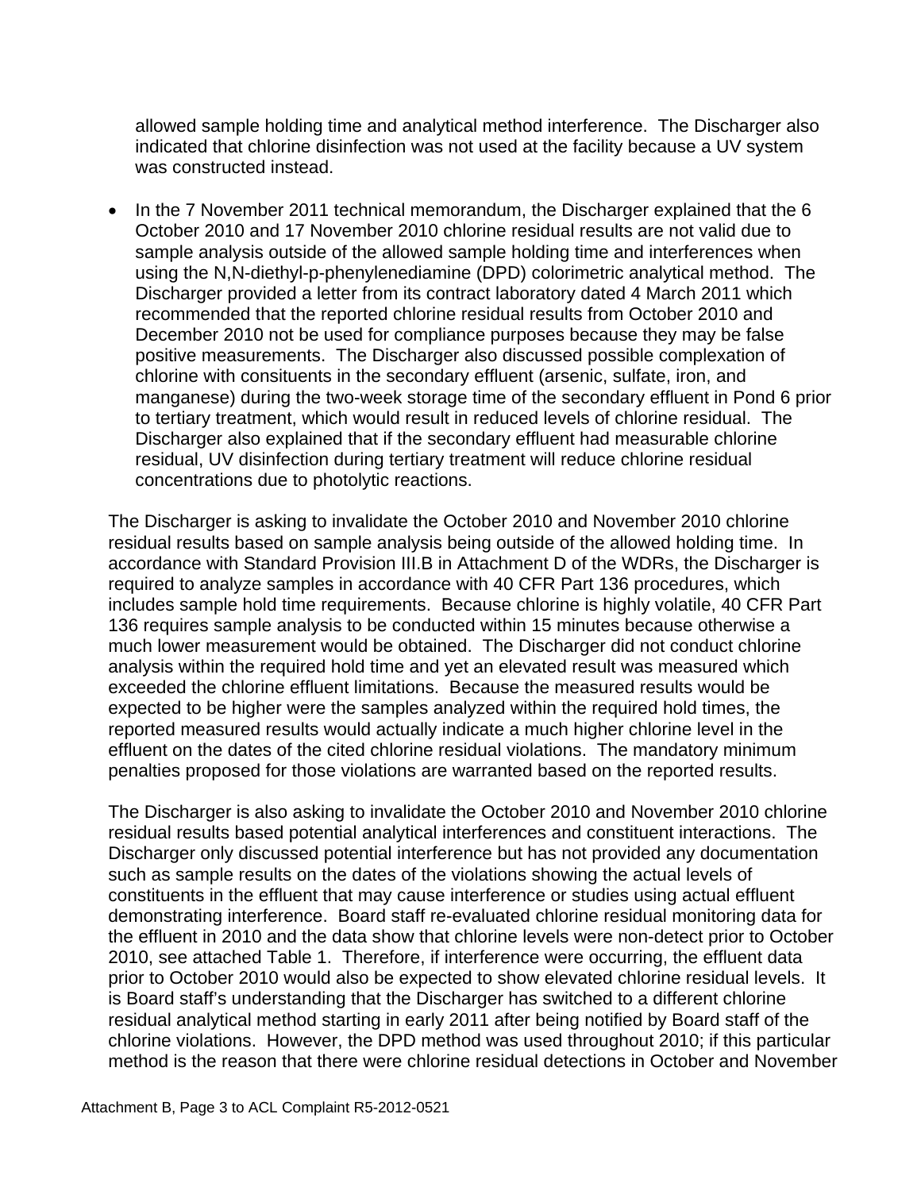allowed sample holding time and analytical method interference. The Discharger also indicated that chlorine disinfection was not used at the facility because a UV system was constructed instead.

- In the 7 November 2011 technical memorandum, the Discharger explained that the 6 October 2010 and 17 November 2010 chlorine residual results are not valid due to sample analysis outside of the allowed sample holding time and interferences when using the N,N-diethyl-p-phenylenediamine (DPD) colorimetric analytical method. The Discharger provided a letter from its contract laboratory dated 4 March 2011 which recommended that the reported chlorine residual results from October 2010 and December 2010 not be used for compliance purposes because they may be false positive measurements. The Discharger also discussed possible complexation of chlorine with consituents in the secondary effluent (arsenic, sulfate, iron, and manganese) during the two-week storage time of the secondary effluent in Pond 6 prior to tertiary treatment, which would result in reduced levels of chlorine residual. The Discharger also explained that if the secondary effluent had measurable chlorine residual, UV disinfection during tertiary treatment will reduce chlorine residual concentrations due to photolytic reactions.

The Discharger is asking to invalidate the October 2010 and November 2010 chlorine residual results based on sample analysis being outside of the allowed holding time. In accordance with Standard Provision III.B in Attachment D of the WDRs, the Discharger is required to analyze samples in accordance with 40 CFR Part 136 procedures, which includes sample hold time requirements. Because chlorine is highly volatile, 40 CFR Part 136 requires sample analysis to be conducted within 15 minutes because otherwise a much lower measurement would be obtained. The Discharger did not conduct chlorine analysis within the required hold time and yet an elevated result was measured which exceeded the chlorine effluent limitations. Because the measured results would be expected to be higher were the samples analyzed within the required hold times, the reported measured results would actually indicate a much higher chlorine level in the effluent on the dates of the cited chlorine residual violations. The mandatory minimum penalties proposed for those violations are warranted based on the reported results.

The Discharger is also asking to invalidate the October 2010 and November 2010 chlorine residual results based potential analytical interferences and constituent interactions. The Discharger only discussed potential interference but has not provided any documentation such as sample results on the dates of the violations showing the actual levels of constituents in the effluent that may cause interference or studies using actual effluent demonstrating interference. Board staff re-evaluated chlorine residual monitoring data for the effluent in 2010 and the data show that chlorine levels were non-detect prior to October 2010, see attached Table 1. Therefore, if interference were occurring, the effluent data prior to October 2010 would also be expected to show elevated chlorine residual levels. It is Board staff's understanding that the Discharger has switched to a different chlorine residual analytical method starting in early 2011 after being notified by Board staff of the chlorine violations. However, the DPD method was used throughout 2010; if this particular method is the reason that there were chlorine residual detections in October and November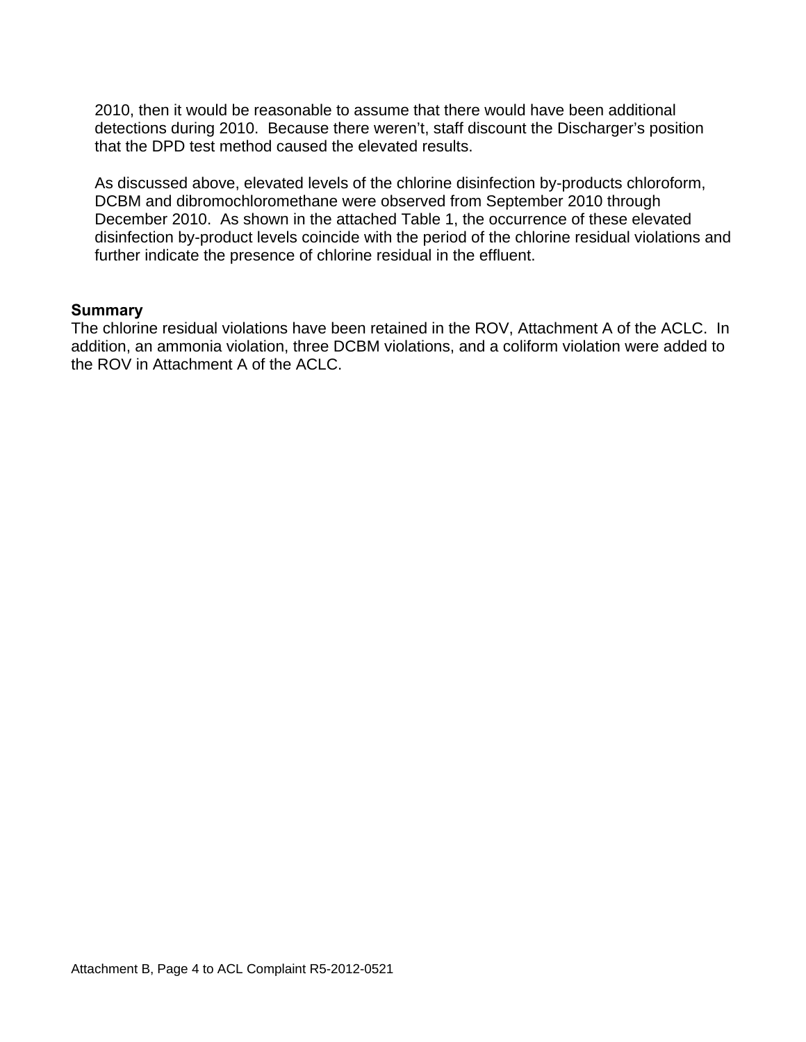2010, then it would be reasonable to assume that there would have been additional detections during 2010. Because there weren't, staff discount the Discharger's position that the DPD test method caused the elevated results.

As discussed above, elevated levels of the chlorine disinfection by-products chloroform, DCBM and dibromochloromethane were observed from September 2010 through December 2010. As shown in the attached Table 1, the occurrence of these elevated disinfection by-product levels coincide with the period of the chlorine residual violations and further indicate the presence of chlorine residual in the effluent.

**Summary**

The chlorine residual violations have been retained in the ROV, Attachment A of the ACLC. In addition, an ammonia violation, three DCBM violations, and a coliform violation were added to the ROV in Attachment A of the ACLC.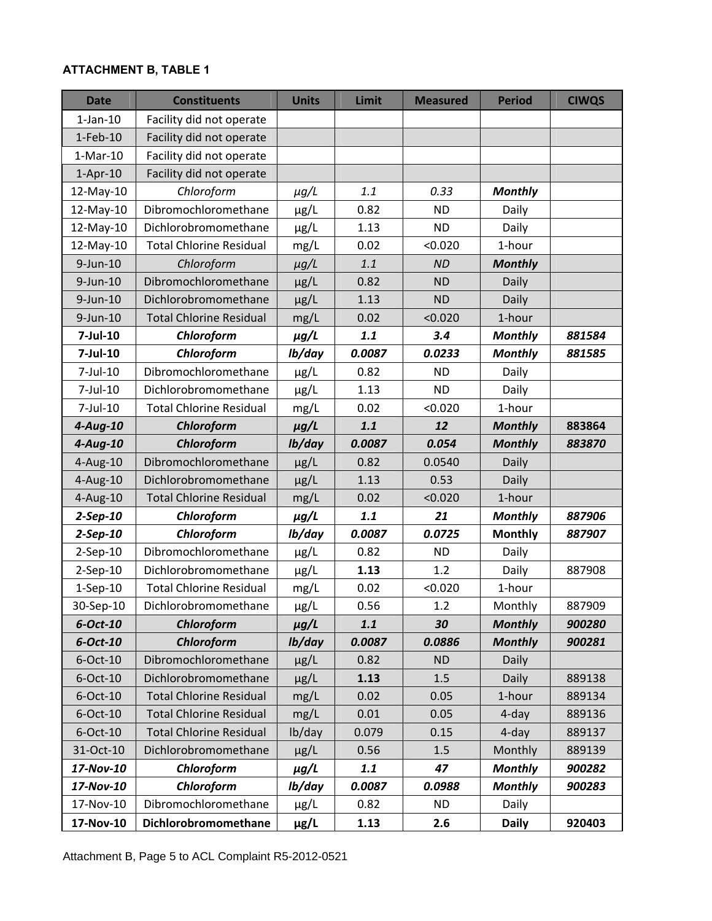**ATTACHMENT B, TABLE 1**

| Date | Constituents | Units | Limit | Measured | Period | CIWQS |
|---|---|---|---|---|---|---|
| 1-Jan-10 | Facility did not operate | | | | | |
| 1-Feb-10 | Facility did not operate | | | | | |
| 1-Mar-10 | Facility did not operate | | | | | |
| 1-Apr-10 | Facility did not operate | | | | | |
| 12-May-10 | *Chloroform* | *μg/L* | *1.1* | *0.33* | ***Monthly*** | |
| 12-May-10 | Dibromochloromethane | μg/L | 0.82 | ND | Daily | |
| 12-May-10 | Dichlorobromomethane | μg/L | 1.13 | ND | Daily | |
| 12-May-10 | Total Chlorine Residual | mg/L | 0.02 | <0.020 | 1-hour | |
| 9-Jun-10 | *Chloroform* | *μg/L* | *1.1* | *ND* | ***Monthly*** | |
| 9-Jun-10 | Dibromochloromethane | μg/L | 0.82 | ND | Daily | |
| 9-Jun-10 | Dichlorobromomethane | μg/L | 1.13 | ND | Daily | |
| 9-Jun-10 | Total Chlorine Residual | mg/L | 0.02 | <0.020 | 1-hour | |
| **7-Jul-10** | ***Chloroform*** | ***μg/L*** | ***1.1*** | ***3.4*** | ***Monthly*** | ***881584*** |
| **7-Jul-10** | ***Chloroform*** | ***lb/day*** | ***0.0087*** | ***0.0233*** | ***Monthly*** | ***881585*** |
| 7-Jul-10 | Dibromochloromethane | μg/L | 0.82 | ND | Daily | |
| 7-Jul-10 | Dichlorobromomethane | μg/L | 1.13 | ND | Daily | |
| 7-Jul-10 | Total Chlorine Residual | mg/L | 0.02 | <0.020 | 1-hour | |
| ***4-Aug-10*** | ***Chloroform*** | ***μg/L*** | ***1.1*** | ***12*** | ***Monthly*** | **883864** |
| ***4-Aug-10*** | ***Chloroform*** | ***lb/day*** | ***0.0087*** | ***0.054*** | ***Monthly*** | ***883870*** |
| 4-Aug-10 | Dibromochloromethane | μg/L | 0.82 | 0.0540 | Daily | |
| 4-Aug-10 | Dichlorobromomethane | μg/L | 1.13 | 0.53 | Daily | |
| 4-Aug-10 | Total Chlorine Residual | mg/L | 0.02 | <0.020 | 1-hour | |
| ***2-Sep-10*** | ***Chloroform*** | ***μg/L*** | ***1.1*** | ***21*** | ***Monthly*** | ***887906*** |
| ***2-Sep-10*** | ***Chloroform*** | ***lb/day*** | ***0.0087*** | ***0.0725*** | **Monthly** | ***887907*** |
| 2-Sep-10 | Dibromochloromethane | μg/L | 0.82 | ND | Daily | |
| 2-Sep-10 | Dichlorobromomethane | μg/L | **1.13** | 1.2 | Daily | 887908 |
| 1-Sep-10 | Total Chlorine Residual | mg/L | 0.02 | <0.020 | 1-hour | |
| 30-Sep-10 | Dichlorobromomethane | μg/L | 0.56 | 1.2 | Monthly | 887909 |
| ***6-Oct-10*** | ***Chloroform*** | ***μg/L*** | ***1.1*** | ***30*** | ***Monthly*** | ***900280*** |
| ***6-Oct-10*** | ***Chloroform*** | ***lb/day*** | ***0.0087*** | ***0.0886*** | ***Monthly*** | ***900281*** |
| 6-Oct-10 | Dibromochloromethane | μg/L | 0.82 | ND | Daily | |
| 6-Oct-10 | Dichlorobromomethane | μg/L | **1.13** | 1.5 | Daily | 889138 |
| 6-Oct-10 | Total Chlorine Residual | mg/L | 0.02 | 0.05 | 1-hour | 889134 |
| 6-Oct-10 | Total Chlorine Residual | mg/L | 0.01 | 0.05 | 4-day | 889136 |
| 6-Oct-10 | Total Chlorine Residual | lb/day | 0.079 | 0.15 | 4-day | 889137 |
| 31-Oct-10 | Dichlorobromomethane | μg/L | 0.56 | 1.5 | Monthly | 889139 |
| ***17-Nov-10*** | ***Chloroform*** | ***μg/L*** | ***1.1*** | ***47*** | ***Monthly*** | ***900282*** |
| ***17-Nov-10*** | ***Chloroform*** | ***lb/day*** | ***0.0087*** | ***0.0988*** | ***Monthly*** | ***900283*** |
| 17-Nov-10 | Dibromochloromethane | μg/L | 0.82 | ND | Daily | |
| **17-Nov-10** | **Dichlorobromomethane** | **μg/L** | **1.13** | **2.6** | **Daily** | **920403** |

Attachment B, Page 5 to ACL Complaint R5-2012-0521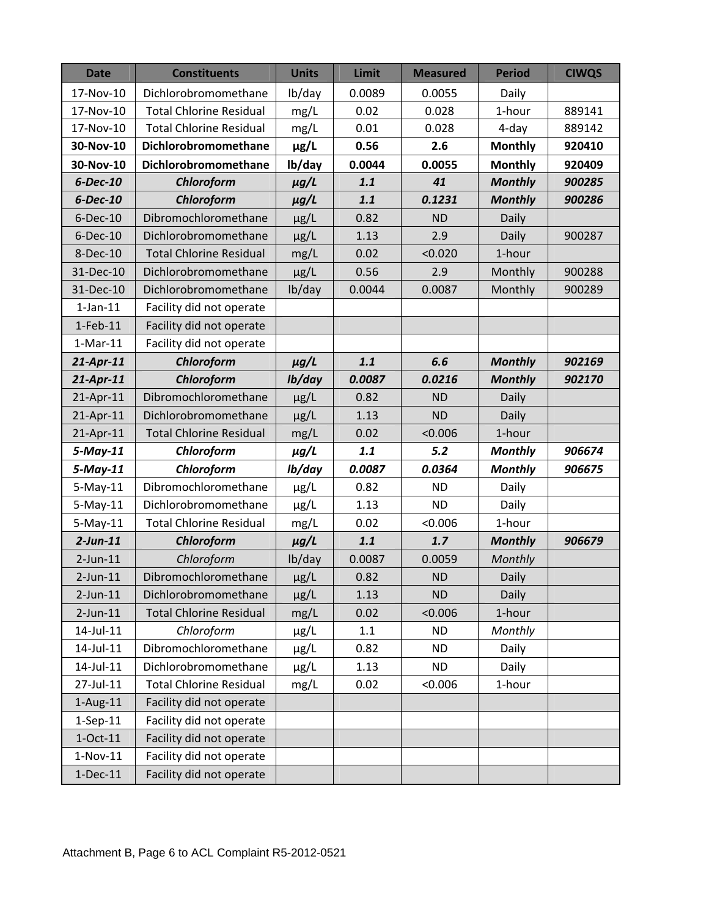| Date | Constituents | Units | Limit | Measured | Period | CIWQS |
|---|---|---|---|---|---|---|
| 17-Nov-10 | Dichlorobromomethane | lb/day | 0.0089 | 0.0055 | Daily | |
| 17-Nov-10 | Total Chlorine Residual | mg/L | 0.02 | 0.028 | 1-hour | 889141 |
| 17-Nov-10 | Total Chlorine Residual | mg/L | 0.01 | 0.028 | 4-day | 889142 |
| **30-Nov-10** | **Dichlorobromomethane** | **µg/L** | **0.56** | **2.6** | **Monthly** | **920410** |
| **30-Nov-10** | **Dichlorobromomethane** | **lb/day** | **0.0044** | **0.0055** | **Monthly** | **920409** |
| ***6-Dec-10*** | ***Chloroform*** | ***µg/L*** | ***1.1*** | ***41*** | ***Monthly*** | ***900285*** |
| ***6-Dec-10*** | ***Chloroform*** | ***µg/L*** | ***1.1*** | ***0.1231*** | ***Monthly*** | ***900286*** |
| 6-Dec-10 | Dibromochloromethane | µg/L | 0.82 | ND | Daily | |
| 6-Dec-10 | Dichlorobromomethane | µg/L | 1.13 | 2.9 | Daily | 900287 |
| 8-Dec-10 | Total Chlorine Residual | mg/L | 0.02 | <0.020 | 1-hour | |
| 31-Dec-10 | Dichlorobromomethane | µg/L | 0.56 | 2.9 | Monthly | 900288 |
| 31-Dec-10 | Dichlorobromomethane | lb/day | 0.0044 | 0.0087 | Monthly | 900289 |
| 1-Jan-11 | Facility did not operate | | | | | |
| 1-Feb-11 | Facility did not operate | | | | | |
| 1-Mar-11 | Facility did not operate | | | | | |
| ***21-Apr-11*** | ***Chloroform*** | ***µg/L*** | ***1.1*** | ***6.6*** | ***Monthly*** | ***902169*** |
| ***21-Apr-11*** | ***Chloroform*** | ***lb/day*** | ***0.0087*** | ***0.0216*** | ***Monthly*** | ***902170*** |
| 21-Apr-11 | Dibromochloromethane | µg/L | 0.82 | ND | Daily | |
| 21-Apr-11 | Dichlorobromomethane | µg/L | 1.13 | ND | Daily | |
| 21-Apr-11 | Total Chlorine Residual | mg/L | 0.02 | <0.006 | 1-hour | |
| ***5-May-11*** | ***Chloroform*** | ***µg/L*** | ***1.1*** | ***5.2*** | ***Monthly*** | ***906674*** |
| ***5-May-11*** | ***Chloroform*** | ***lb/day*** | ***0.0087*** | ***0.0364*** | ***Monthly*** | ***906675*** |
| 5-May-11 | Dibromochloromethane | µg/L | 0.82 | ND | Daily | |
| 5-May-11 | Dichlorobromomethane | µg/L | 1.13 | ND | Daily | |
| 5-May-11 | Total Chlorine Residual | mg/L | 0.02 | <0.006 | 1-hour | |
| ***2-Jun-11*** | ***Chloroform*** | ***µg/L*** | ***1.1*** | ***1.7*** | ***Monthly*** | ***906679*** |
| 2-Jun-11 | *Chloroform* | lb/day | 0.0087 | 0.0059 | *Monthly* | |
| 2-Jun-11 | Dibromochloromethane | µg/L | 0.82 | ND | Daily | |
| 2-Jun-11 | Dichlorobromomethane | µg/L | 1.13 | ND | Daily | |
| 2-Jun-11 | Total Chlorine Residual | mg/L | 0.02 | <0.006 | 1-hour | |
| 14-Jul-11 | *Chloroform* | µg/L | 1.1 | ND | *Monthly* | |
| 14-Jul-11 | Dibromochloromethane | µg/L | 0.82 | ND | Daily | |
| 14-Jul-11 | Dichlorobromomethane | µg/L | 1.13 | ND | Daily | |
| 27-Jul-11 | Total Chlorine Residual | mg/L | 0.02 | <0.006 | 1-hour | |
| 1-Aug-11 | Facility did not operate | | | | | |
| 1-Sep-11 | Facility did not operate | | | | | |
| 1-Oct-11 | Facility did not operate | | | | | |
| 1-Nov-11 | Facility did not operate | | | | | |
| 1-Dec-11 | Facility did not operate | | | | | |

Attachment B, Page 6 to ACL Complaint R5-2012-0521